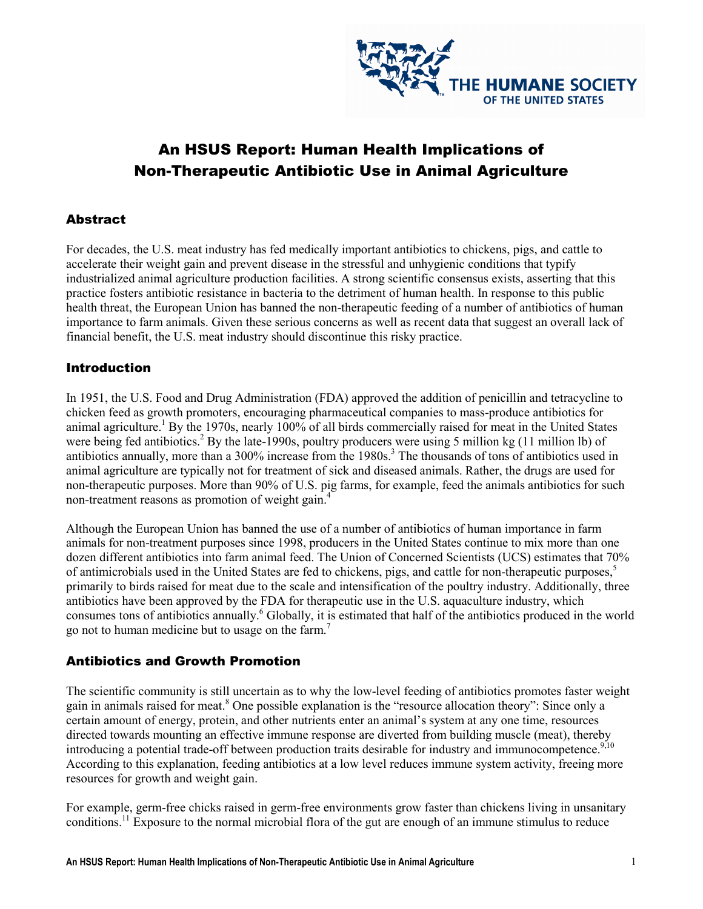# An HSUS Report: Human Health Implications of Non-Therapeutic Antibiotic Use in Animal Agriculture

## Abstract

For decades, the U.S. meat industry has fed medically important antibiotics to chickens, pigs, and cattle to accelerate their weight gain and prevent disease in the stressful and unhygienic conditions that typify industrialized animal agriculture production facilities. A strong scientific consensus exists, asserting that this practice fosters antibiotic resistance in bacteria to the detriment of human health. In response to this public health threat, the European Union has banned the non-therapeutic feeding of a number of antibiotics of human importance to farm animals. Given these serious concerns as well as recent data that suggest an overall lack of financial benefit, the U.S. meat industry should discontinue this risky practice.

## Introduction

In 1951, the U.S. Food and Drug Administration (FDA) approved the addition of penicillin and tetracycline to chicken feed as growth promoters, encouraging pharmaceutical companies to mass-produce antibiotics for animal agriculture.[1] By the 1970s, nearly 100% of all birds commercially raised for meat in the United States were being fed antibiotics.[2] By the late-1990s, poultry producers were using 5 million kg (11 million lb) of antibiotics annually, more than a 300% increase from the 1980s.[3] The thousands of tons of antibiotics used in animal agriculture are typically not for treatment of sick and diseased animals. Rather, the drugs are used for non-therapeutic purposes. More than 90% of U.S. pig farms, for example, feed the animals antibiotics for such non-treatment reasons as promotion of weight gain.[4]

Although the European Union has banned the use of a number of antibiotics of human importance in farm animals for non-treatment purposes since 1998, producers in the United States continue to mix more than one dozen different antibiotics into farm animal feed. The Union of Concerned Scientists (UCS) estimates that 70% of antimicrobials used in the United States are fed to chickens, pigs, and cattle for non-therapeutic purposes,[5] primarily to birds raised for meat due to the scale and intensification of the poultry industry. Additionally, three antibiotics have been approved by the FDA for therapeutic use in the U.S. aquaculture industry, which consumes tons of antibiotics annually.[6] Globally, it is estimated that half of the antibiotics produced in the world go not to human medicine but to usage on the farm.[7]

## Antibiotics and Growth Promotion

The scientific community is still uncertain as to why the low-level feeding of antibiotics promotes faster weight gain in animals raised for meat.[8] One possible explanation is the "resource allocation theory": Since only a certain amount of energy, protein, and other nutrients enter an animal's system at any one time, resources directed towards mounting an effective immune response are diverted from building muscle (meat), thereby introducing a potential trade-off between production traits desirable for industry and immunocompetence.[9,10] According to this explanation, feeding antibiotics at a low level reduces immune system activity, freeing more resources for growth and weight gain.

For example, germ-free chicks raised in germ-free environments grow faster than chickens living in unsanitary conditions.[11] Exposure to the normal microbial flora of the gut are enough of an immune stimulus to reduce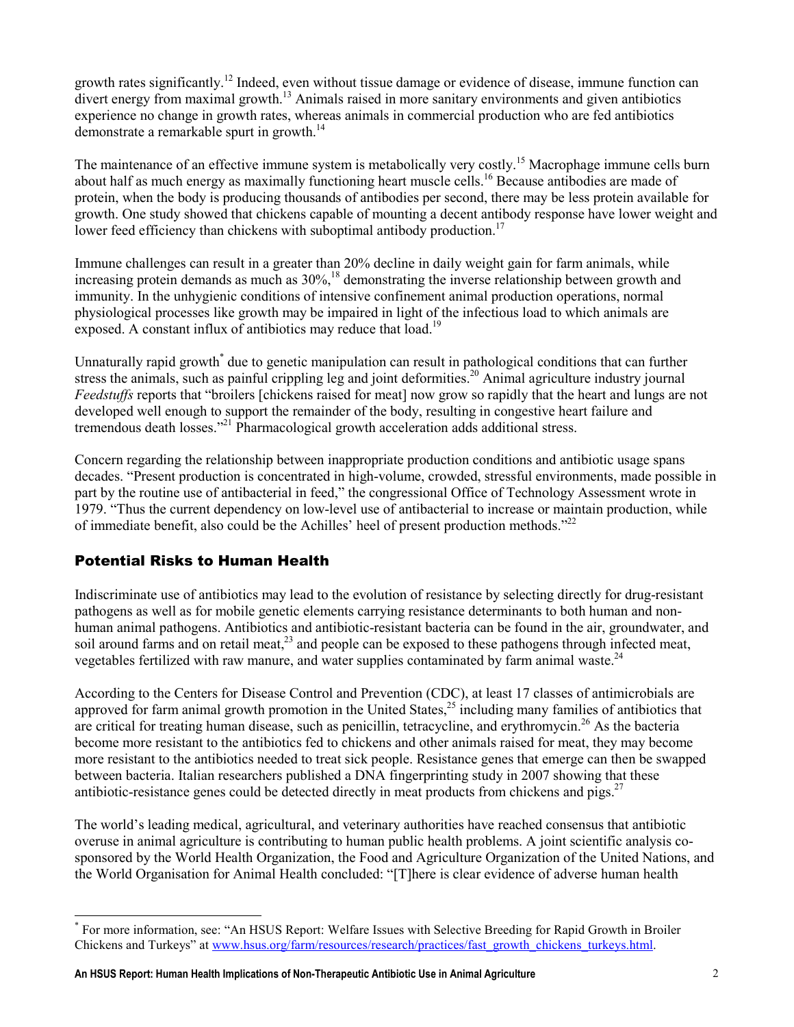growth rates significantly.[12] Indeed, even without tissue damage or evidence of disease, immune function can divert energy from maximal growth.[13] Animals raised in more sanitary environments and given antibiotics experience no change in growth rates, whereas animals in commercial production who are fed antibiotics demonstrate a remarkable spurt in growth.[14]

The maintenance of an effective immune system is metabolically very costly.[15] Macrophage immune cells burn about half as much energy as maximally functioning heart muscle cells.[16] Because antibodies are made of protein, when the body is producing thousands of antibodies per second, there may be less protein available for growth. One study showed that chickens capable of mounting a decent antibody response have lower weight and lower feed efficiency than chickens with suboptimal antibody production.[17]

Immune challenges can result in a greater than 20% decline in daily weight gain for farm animals, while increasing protein demands as much as 30%,[18] demonstrating the inverse relationship between growth and immunity. In the unhygienic conditions of intensive confinement animal production operations, normal physiological processes like growth may be impaired in light of the infectious load to which animals are exposed. A constant influx of antibiotics may reduce that load.[19]

Unnaturally rapid growth[*] due to genetic manipulation can result in pathological conditions that can further stress the animals, such as painful crippling leg and joint deformities.[20] Animal agriculture industry journal *Feedstuffs* reports that "broilers [chickens raised for meat] now grow so rapidly that the heart and lungs are not developed well enough to support the remainder of the body, resulting in congestive heart failure and tremendous death losses."[21] Pharmacological growth acceleration adds additional stress.

Concern regarding the relationship between inappropriate production conditions and antibiotic usage spans decades. "Present production is concentrated in high-volume, crowded, stressful environments, made possible in part by the routine use of antibacterial in feed," the congressional Office of Technology Assessment wrote in 1979. "Thus the current dependency on low-level use of antibacterial to increase or maintain production, while of immediate benefit, also could be the Achilles' heel of present production methods."[22]

## Potential Risks to Human Health

Indiscriminate use of antibiotics may lead to the evolution of resistance by selecting directly for drug-resistant pathogens as well as for mobile genetic elements carrying resistance determinants to both human and non-human animal pathogens. Antibiotics and antibiotic-resistant bacteria can be found in the air, groundwater, and soil around farms and on retail meat,[23] and people can be exposed to these pathogens through infected meat, vegetables fertilized with raw manure, and water supplies contaminated by farm animal waste.[24]

According to the Centers for Disease Control and Prevention (CDC), at least 17 classes of antimicrobials are approved for farm animal growth promotion in the United States,[25] including many families of antibiotics that are critical for treating human disease, such as penicillin, tetracycline, and erythromycin.[26] As the bacteria become more resistant to the antibiotics fed to chickens and other animals raised for meat, they may become more resistant to the antibiotics needed to treat sick people. Resistance genes that emerge can then be swapped between bacteria. Italian researchers published a DNA fingerprinting study in 2007 showing that these antibiotic-resistance genes could be detected directly in meat products from chickens and pigs.[27]

The world's leading medical, agricultural, and veterinary authorities have reached consensus that antibiotic overuse in animal agriculture is contributing to human public health problems. A joint scientific analysis co-sponsored by the World Health Organization, the Food and Agriculture Organization of the United Nations, and the World Organisation for Animal Health concluded: "[T]here is clear evidence of adverse human health

---

[*] For more information, see: "An HSUS Report: Welfare Issues with Selective Breeding for Rapid Growth in Broiler Chickens and Turkeys" at www.hsus.org/farm/resources/research/practices/fast_growth_chickens_turkeys.html.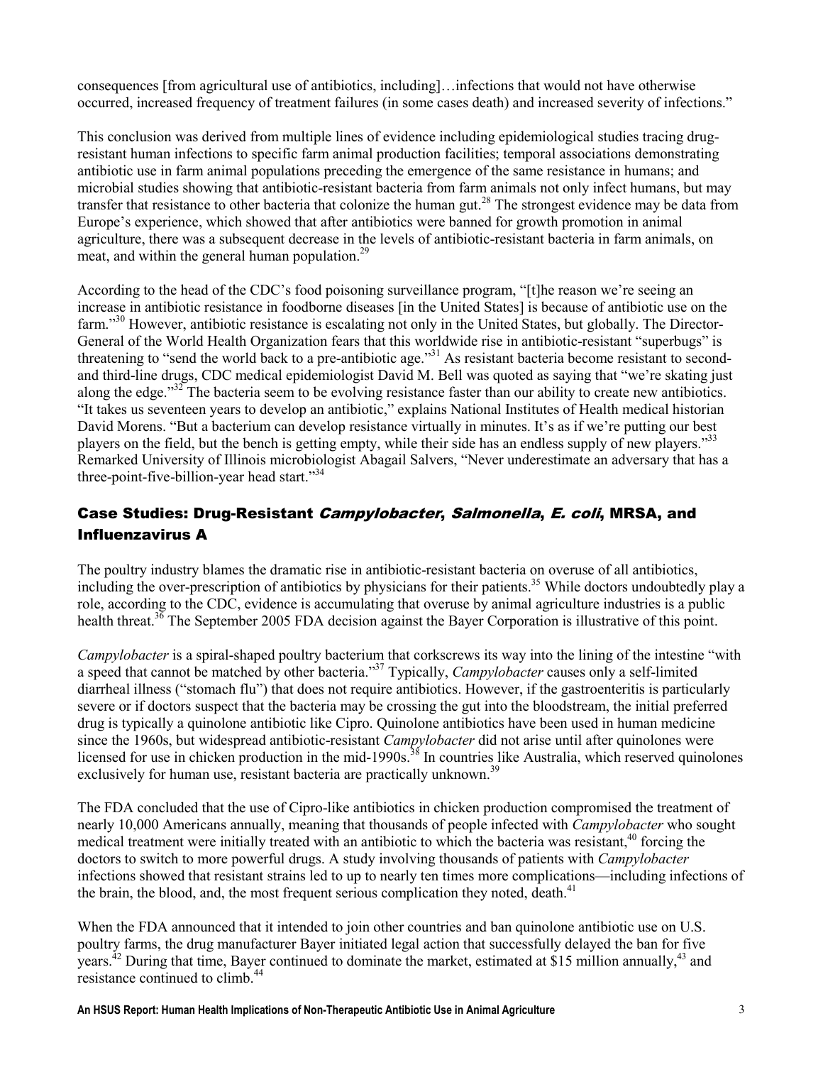consequences [from agricultural use of antibiotics, including]…infections that would not have otherwise occurred, increased frequency of treatment failures (in some cases death) and increased severity of infections."

This conclusion was derived from multiple lines of evidence including epidemiological studies tracing drug-resistant human infections to specific farm animal production facilities; temporal associations demonstrating antibiotic use in farm animal populations preceding the emergence of the same resistance in humans; and microbial studies showing that antibiotic-resistant bacteria from farm animals not only infect humans, but may transfer that resistance to other bacteria that colonize the human gut.[28] The strongest evidence may be data from Europe's experience, which showed that after antibiotics were banned for growth promotion in animal agriculture, there was a subsequent decrease in the levels of antibiotic-resistant bacteria in farm animals, on meat, and within the general human population.[29]

According to the head of the CDC's food poisoning surveillance program, "[t]he reason we're seeing an increase in antibiotic resistance in foodborne diseases [in the United States] is because of antibiotic use on the farm."[30] However, antibiotic resistance is escalating not only in the United States, but globally. The Director-General of the World Health Organization fears that this worldwide rise in antibiotic-resistant "superbugs" is threatening to "send the world back to a pre-antibiotic age."[31] As resistant bacteria become resistant to second- and third-line drugs, CDC medical epidemiologist David M. Bell was quoted as saying that "we're skating just along the edge."[32] The bacteria seem to be evolving resistance faster than our ability to create new antibiotics. "It takes us seventeen years to develop an antibiotic," explains National Institutes of Health medical historian David Morens. "But a bacterium can develop resistance virtually in minutes. It's as if we're putting our best players on the field, but the bench is getting empty, while their side has an endless supply of new players."[33] Remarked University of Illinois microbiologist Abagail Salvers, "Never underestimate an adversary that has a three-point-five-billion-year head start."[34]

## Case Studies: Drug-Resistant *Campylobacter*, *Salmonella*, *E. coli*, MRSA, and Influenzavirus A

The poultry industry blames the dramatic rise in antibiotic-resistant bacteria on overuse of all antibiotics, including the over-prescription of antibiotics by physicians for their patients.[35] While doctors undoubtedly play a role, according to the CDC, evidence is accumulating that overuse by animal agriculture industries is a public health threat.[36] The September 2005 FDA decision against the Bayer Corporation is illustrative of this point.

*Campylobacter* is a spiral-shaped poultry bacterium that corkscrews its way into the lining of the intestine "with a speed that cannot be matched by other bacteria."[37] Typically, *Campylobacter* causes only a self-limited diarrheal illness ("stomach flu") that does not require antibiotics. However, if the gastroenteritis is particularly severe or if doctors suspect that the bacteria may be crossing the gut into the bloodstream, the initial preferred drug is typically a quinolone antibiotic like Cipro. Quinolone antibiotics have been used in human medicine since the 1960s, but widespread antibiotic-resistant *Campylobacter* did not arise until after quinolones were licensed for use in chicken production in the mid-1990s.[38] In countries like Australia, which reserved quinolones exclusively for human use, resistant bacteria are practically unknown.[39]

The FDA concluded that the use of Cipro-like antibiotics in chicken production compromised the treatment of nearly 10,000 Americans annually, meaning that thousands of people infected with *Campylobacter* who sought medical treatment were initially treated with an antibiotic to which the bacteria was resistant,[40] forcing the doctors to switch to more powerful drugs. A study involving thousands of patients with *Campylobacter* infections showed that resistant strains led to up to nearly ten times more complications—including infections of the brain, the blood, and, the most frequent serious complication they noted, death.[41]

When the FDA announced that it intended to join other countries and ban quinolone antibiotic use on U.S. poultry farms, the drug manufacturer Bayer initiated legal action that successfully delayed the ban for five years.[42] During that time, Bayer continued to dominate the market, estimated at $15 million annually,[43] and resistance continued to climb.[44]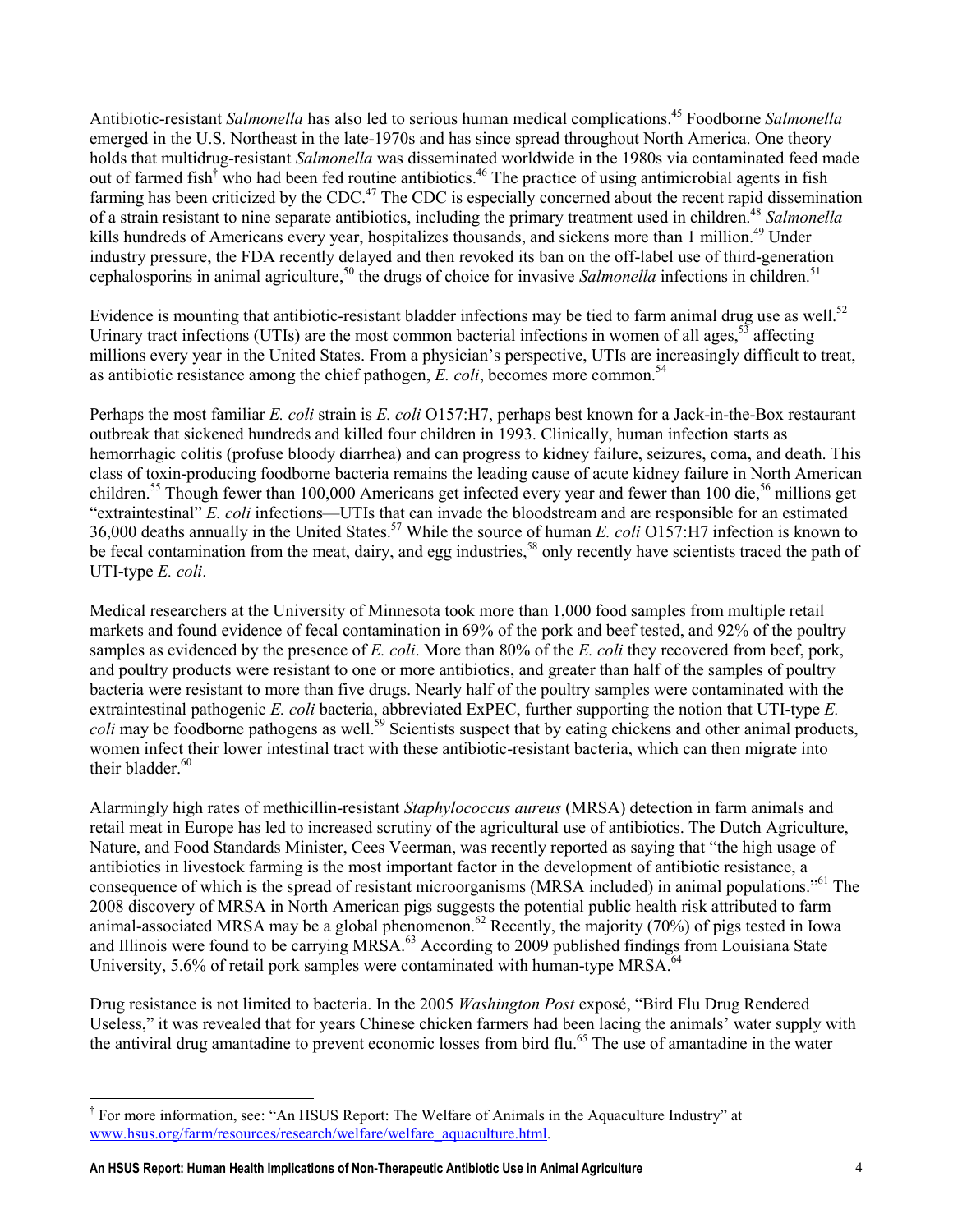Antibiotic-resistant *Salmonella* has also led to serious human medical complications.[45] Foodborne *Salmonella* emerged in the U.S. Northeast in the late-1970s and has since spread throughout North America. One theory holds that multidrug-resistant *Salmonella* was disseminated worldwide in the 1980s via contaminated feed made out of farmed fish[†] who had been fed routine antibiotics.[46] The practice of using antimicrobial agents in fish farming has been criticized by the CDC.[47] The CDC is especially concerned about the recent rapid dissemination of a strain resistant to nine separate antibiotics, including the primary treatment used in children.[48] *Salmonella* kills hundreds of Americans every year, hospitalizes thousands, and sickens more than 1 million.[49] Under industry pressure, the FDA recently delayed and then revoked its ban on the off-label use of third-generation cephalosporins in animal agriculture,[50] the drugs of choice for invasive *Salmonella* infections in children.[51]

Evidence is mounting that antibiotic-resistant bladder infections may be tied to farm animal drug use as well.[52] Urinary tract infections (UTIs) are the most common bacterial infections in women of all ages,[53] affecting millions every year in the United States. From a physician's perspective, UTIs are increasingly difficult to treat, as antibiotic resistance among the chief pathogen, *E. coli*, becomes more common.[54]

Perhaps the most familiar *E. coli* strain is *E. coli* O157:H7, perhaps best known for a Jack-in-the-Box restaurant outbreak that sickened hundreds and killed four children in 1993. Clinically, human infection starts as hemorrhagic colitis (profuse bloody diarrhea) and can progress to kidney failure, seizures, coma, and death. This class of toxin-producing foodborne bacteria remains the leading cause of acute kidney failure in North American children.[55] Though fewer than 100,000 Americans get infected every year and fewer than 100 die,[56] millions get "extraintestinal" *E. coli* infections—UTIs that can invade the bloodstream and are responsible for an estimated 36,000 deaths annually in the United States.[57] While the source of human *E. coli* O157:H7 infection is known to be fecal contamination from the meat, dairy, and egg industries,[58] only recently have scientists traced the path of UTI-type *E. coli*.

Medical researchers at the University of Minnesota took more than 1,000 food samples from multiple retail markets and found evidence of fecal contamination in 69% of the pork and beef tested, and 92% of the poultry samples as evidenced by the presence of *E. coli*. More than 80% of the *E. coli* they recovered from beef, pork, and poultry products were resistant to one or more antibiotics, and greater than half of the samples of poultry bacteria were resistant to more than five drugs. Nearly half of the poultry samples were contaminated with the extraintestinal pathogenic *E. coli* bacteria, abbreviated ExPEC, further supporting the notion that UTI-type *E. coli* may be foodborne pathogens as well.[59] Scientists suspect that by eating chickens and other animal products, women infect their lower intestinal tract with these antibiotic-resistant bacteria, which can then migrate into their bladder.[60]

Alarmingly high rates of methicillin-resistant *Staphylococcus aureus* (MRSA) detection in farm animals and retail meat in Europe has led to increased scrutiny of the agricultural use of antibiotics. The Dutch Agriculture, Nature, and Food Standards Minister, Cees Veerman, was recently reported as saying that "the high usage of antibiotics in livestock farming is the most important factor in the development of antibiotic resistance, a consequence of which is the spread of resistant microorganisms (MRSA included) in animal populations."[61] The 2008 discovery of MRSA in North American pigs suggests the potential public health risk attributed to farm animal-associated MRSA may be a global phenomenon.[62] Recently, the majority (70%) of pigs tested in Iowa and Illinois were found to be carrying MRSA.[63] According to 2009 published findings from Louisiana State University, 5.6% of retail pork samples were contaminated with human-type MRSA.[64]

Drug resistance is not limited to bacteria. In the 2005 *Washington Post* exposé, "Bird Flu Drug Rendered Useless," it was revealed that for years Chinese chicken farmers had been lacing the animals' water supply with the antiviral drug amantadine to prevent economic losses from bird flu.[65] The use of amantadine in the water

---

[†] For more information, see: "An HSUS Report: The Welfare of Animals in the Aquaculture Industry" at www.hsus.org/farm/resources/research/welfare/welfare_aquaculture.html.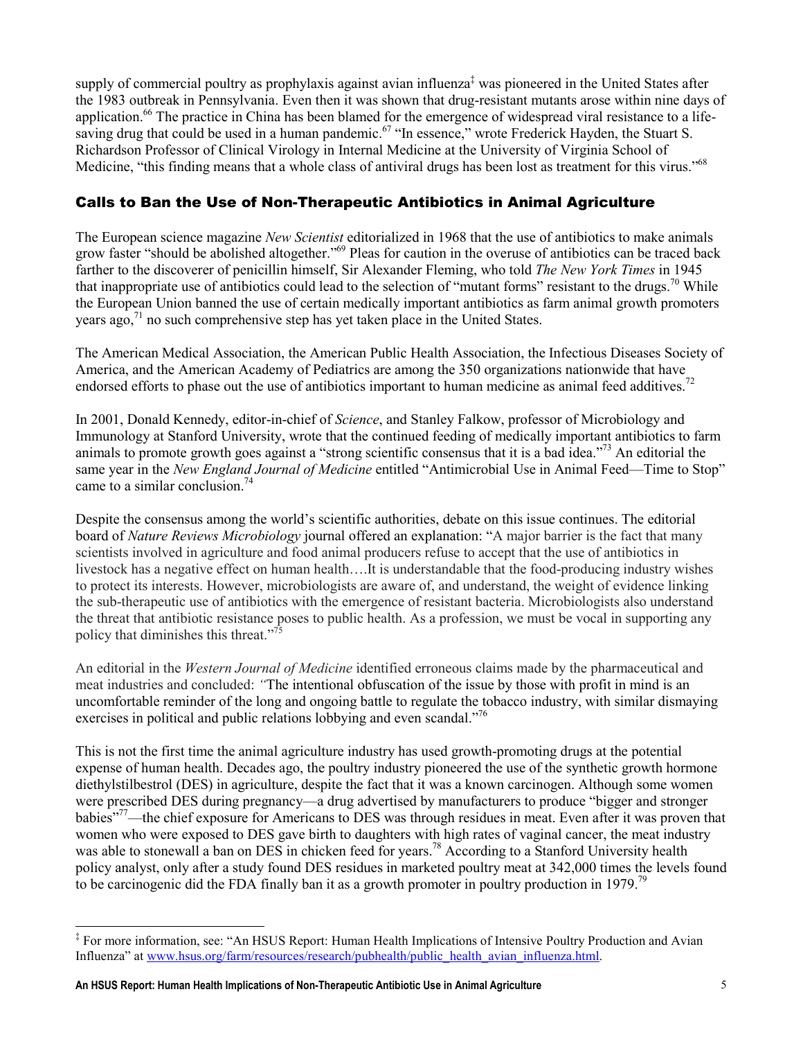supply of commercial poultry as prophylaxis against avian influenza[‡] was pioneered in the United States after the 1983 outbreak in Pennsylvania. Even then it was shown that drug-resistant mutants arose within nine days of application.[66] The practice in China has been blamed for the emergence of widespread viral resistance to a life-saving drug that could be used in a human pandemic.[67] "In essence," wrote Frederick Hayden, the Stuart S. Richardson Professor of Clinical Virology in Internal Medicine at the University of Virginia School of Medicine, "this finding means that a whole class of antiviral drugs has been lost as treatment for this virus."[68]

## Calls to Ban the Use of Non-Therapeutic Antibiotics in Animal Agriculture

The European science magazine *New Scientist* editorialized in 1968 that the use of antibiotics to make animals grow faster "should be abolished altogether."[69] Pleas for caution in the overuse of antibiotics can be traced back farther to the discoverer of penicillin himself, Sir Alexander Fleming, who told *The New York Times* in 1945 that inappropriate use of antibiotics could lead to the selection of "mutant forms" resistant to the drugs.[70] While the European Union banned the use of certain medically important antibiotics as farm animal growth promoters years ago,[71] no such comprehensive step has yet taken place in the United States.

The American Medical Association, the American Public Health Association, the Infectious Diseases Society of America, and the American Academy of Pediatrics are among the 350 organizations nationwide that have endorsed efforts to phase out the use of antibiotics important to human medicine as animal feed additives.[72]

In 2001, Donald Kennedy, editor-in-chief of *Science*, and Stanley Falkow, professor of Microbiology and Immunology at Stanford University, wrote that the continued feeding of medically important antibiotics to farm animals to promote growth goes against a "strong scientific consensus that it is a bad idea."[73] An editorial the same year in the *New England Journal of Medicine* entitled "Antimicrobial Use in Animal Feed—Time to Stop" came to a similar conclusion.[74]

Despite the consensus among the world's scientific authorities, debate on this issue continues. The editorial board of *Nature Reviews Microbiology* journal offered an explanation: "A major barrier is the fact that many scientists involved in agriculture and food animal producers refuse to accept that the use of antibiotics in livestock has a negative effect on human health….It is understandable that the food-producing industry wishes to protect its interests. However, microbiologists are aware of, and understand, the weight of evidence linking the sub-therapeutic use of antibiotics with the emergence of resistant bacteria. Microbiologists also understand the threat that antibiotic resistance poses to public health. As a profession, we must be vocal in supporting any policy that diminishes this threat."[75]

An editorial in the *Western Journal of Medicine* identified erroneous claims made by the pharmaceutical and meat industries and concluded: "The intentional obfuscation of the issue by those with profit in mind is an uncomfortable reminder of the long and ongoing battle to regulate the tobacco industry, with similar dismaying exercises in political and public relations lobbying and even scandal."[76]

This is not the first time the animal agriculture industry has used growth-promoting drugs at the potential expense of human health. Decades ago, the poultry industry pioneered the use of the synthetic growth hormone diethylstilbestrol (DES) in agriculture, despite the fact that it was a known carcinogen. Although some women were prescribed DES during pregnancy—a drug advertised by manufacturers to produce "bigger and stronger babies"[77]—the chief exposure for Americans to DES was through residues in meat. Even after it was proven that women who were exposed to DES gave birth to daughters with high rates of vaginal cancer, the meat industry was able to stonewall a ban on DES in chicken feed for years.[78] According to a Stanford University health policy analyst, only after a study found DES residues in marketed poultry meat at 342,000 times the levels found to be carcinogenic did the FDA finally ban it as a growth promoter in poultry production in 1979.[79]

---

[‡] For more information, see: "An HSUS Report: Human Health Implications of Intensive Poultry Production and Avian Influenza" at www.hsus.org/farm/resources/research/pubhealth/public_health_avian_influenza.html.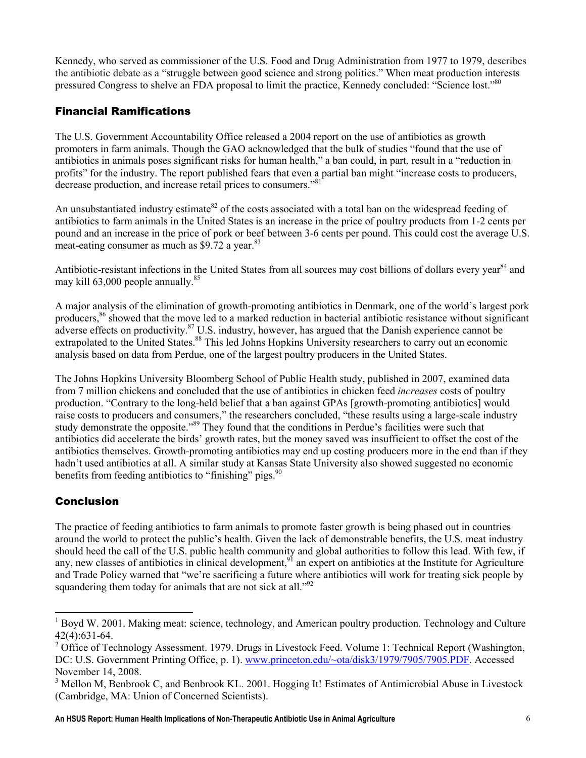Kennedy, who served as commissioner of the U.S. Food and Drug Administration from 1977 to 1979, describes the antibiotic debate as a "struggle between good science and strong politics." When meat production interests pressured Congress to shelve an FDA proposal to limit the practice, Kennedy concluded: "Science lost."[80]

## Financial Ramifications

The U.S. Government Accountability Office released a 2004 report on the use of antibiotics as growth promoters in farm animals. Though the GAO acknowledged that the bulk of studies "found that the use of antibiotics in animals poses significant risks for human health," a ban could, in part, result in a "reduction in profits" for the industry. The report published fears that even a partial ban might "increase costs to producers, decrease production, and increase retail prices to consumers."[81]

An unsubstantiated industry estimate[82] of the costs associated with a total ban on the widespread feeding of antibiotics to farm animals in the United States is an increase in the price of poultry products from 1-2 cents per pound and an increase in the price of pork or beef between 3-6 cents per pound. This could cost the average U.S. meat-eating consumer as much as $9.72 a year.[83]

Antibiotic-resistant infections in the United States from all sources may cost billions of dollars every year[84] and may kill 63,000 people annually.[85]

A major analysis of the elimination of growth-promoting antibiotics in Denmark, one of the world's largest pork producers,[86] showed that the move led to a marked reduction in bacterial antibiotic resistance without significant adverse effects on productivity.[87] U.S. industry, however, has argued that the Danish experience cannot be extrapolated to the United States.[88] This led Johns Hopkins University researchers to carry out an economic analysis based on data from Perdue, one of the largest poultry producers in the United States.

The Johns Hopkins University Bloomberg School of Public Health study, published in 2007, examined data from 7 million chickens and concluded that the use of antibiotics in chicken feed *increases* costs of poultry production. "Contrary to the long-held belief that a ban against GPAs [growth-promoting antibiotics] would raise costs to producers and consumers," the researchers concluded, "these results using a large-scale industry study demonstrate the opposite."[89] They found that the conditions in Perdue's facilities were such that antibiotics did accelerate the birds' growth rates, but the money saved was insufficient to offset the cost of the antibiotics themselves. Growth-promoting antibiotics may end up costing producers more in the end than if they hadn't used antibiotics at all. A similar study at Kansas State University also showed suggested no economic benefits from feeding antibiotics to "finishing" pigs.[90]

## Conclusion

The practice of feeding antibiotics to farm animals to promote faster growth is being phased out in countries around the world to protect the public's health. Given the lack of demonstrable benefits, the U.S. meat industry should heed the call of the U.S. public health community and global authorities to follow this lead. With few, if any, new classes of antibiotics in clinical development,[91] an expert on antibiotics at the Institute for Agriculture and Trade Policy warned that "we're sacrificing a future where antibiotics will work for treating sick people by squandering them today for animals that are not sick at all."[92]

---

[1] Boyd W. 2001. Making meat: science, technology, and American poultry production. Technology and Culture 42(4):631-64.

[2] Office of Technology Assessment. 1979. Drugs in Livestock Feed. Volume 1: Technical Report (Washington, DC: U.S. Government Printing Office, p. 1). www.princeton.edu/~ota/disk3/1979/7905/7905.PDF. Accessed November 14, 2008.

[3] Mellon M, Benbrook C, and Benbrook KL. 2001. Hogging It! Estimates of Antimicrobial Abuse in Livestock (Cambridge, MA: Union of Concerned Scientists).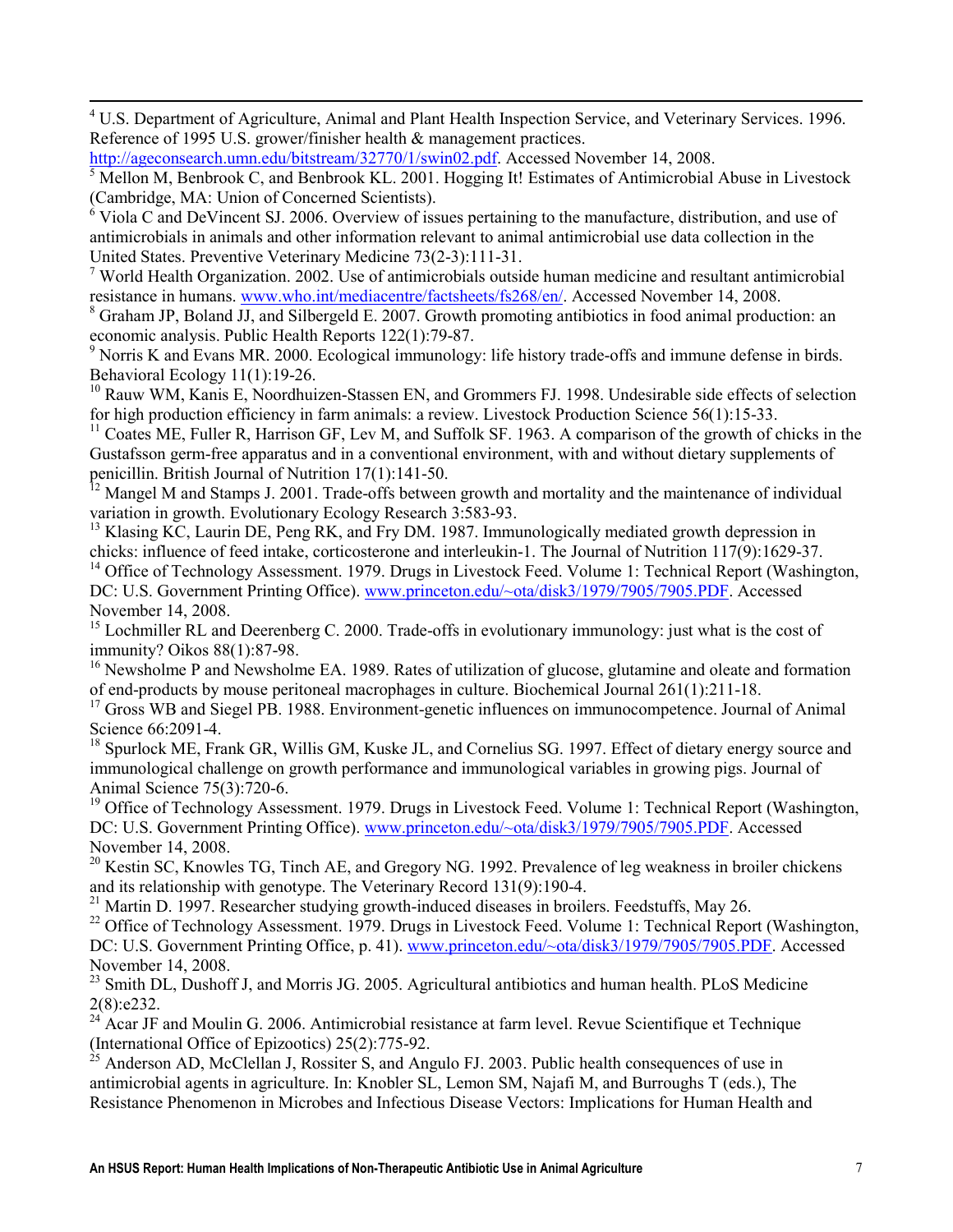[4] U.S. Department of Agriculture, Animal and Plant Health Inspection Service, and Veterinary Services. 1996. Reference of 1995 U.S. grower/finisher health & management practices. http://ageconsearch.umn.edu/bitstream/32770/1/swin02.pdf. Accessed November 14, 2008.

[5] Mellon M, Benbrook C, and Benbrook KL. 2001. Hogging It! Estimates of Antimicrobial Abuse in Livestock (Cambridge, MA: Union of Concerned Scientists).

[6] Viola C and DeVincent SJ. 2006. Overview of issues pertaining to the manufacture, distribution, and use of antimicrobials in animals and other information relevant to animal antimicrobial use data collection in the United States. Preventive Veterinary Medicine 73(2-3):111-31.

[7] World Health Organization. 2002. Use of antimicrobials outside human medicine and resultant antimicrobial resistance in humans. www.who.int/mediacentre/factsheets/fs268/en/. Accessed November 14, 2008.

[8] Graham JP, Boland JJ, and Silbergeld E. 2007. Growth promoting antibiotics in food animal production: an economic analysis. Public Health Reports 122(1):79-87.

[9] Norris K and Evans MR. 2000. Ecological immunology: life history trade-offs and immune defense in birds. Behavioral Ecology 11(1):19-26.

[10] Rauw WM, Kanis E, Noordhuizen-Stassen EN, and Grommers FJ. 1998. Undesirable side effects of selection for high production efficiency in farm animals: a review. Livestock Production Science 56(1):15-33.

[11] Coates ME, Fuller R, Harrison GF, Lev M, and Suffolk SF. 1963. A comparison of the growth of chicks in the Gustafsson germ-free apparatus and in a conventional environment, with and without dietary supplements of penicillin. British Journal of Nutrition 17(1):141-50.

[12] Mangel M and Stamps J. 2001. Trade-offs between growth and mortality and the maintenance of individual variation in growth. Evolutionary Ecology Research 3:583-93.

[13] Klasing KC, Laurin DE, Peng RK, and Fry DM. 1987. Immunologically mediated growth depression in chicks: influence of feed intake, corticosterone and interleukin-1. The Journal of Nutrition 117(9):1629-37.

[14] Office of Technology Assessment. 1979. Drugs in Livestock Feed. Volume 1: Technical Report (Washington, DC: U.S. Government Printing Office). www.princeton.edu/~ota/disk3/1979/7905/7905.PDF. Accessed November 14, 2008.

[15] Lochmiller RL and Deerenberg C. 2000. Trade-offs in evolutionary immunology: just what is the cost of immunity? Oikos 88(1):87-98.

[16] Newsholme P and Newsholme EA. 1989. Rates of utilization of glucose, glutamine and oleate and formation of end-products by mouse peritoneal macrophages in culture. Biochemical Journal 261(1):211-18.

[17] Gross WB and Siegel PB. 1988. Environment-genetic influences on immunocompetence. Journal of Animal Science 66:2091-4.

[18] Spurlock ME, Frank GR, Willis GM, Kuske JL, and Cornelius SG. 1997. Effect of dietary energy source and immunological challenge on growth performance and immunological variables in growing pigs. Journal of Animal Science 75(3):720-6.

[19] Office of Technology Assessment. 1979. Drugs in Livestock Feed. Volume 1: Technical Report (Washington, DC: U.S. Government Printing Office). www.princeton.edu/~ota/disk3/1979/7905/7905.PDF. Accessed November 14, 2008.

[20] Kestin SC, Knowles TG, Tinch AE, and Gregory NG. 1992. Prevalence of leg weakness in broiler chickens and its relationship with genotype. The Veterinary Record 131(9):190-4.

[21] Martin D. 1997. Researcher studying growth-induced diseases in broilers. Feedstuffs, May 26.

[22] Office of Technology Assessment. 1979. Drugs in Livestock Feed. Volume 1: Technical Report (Washington, DC: U.S. Government Printing Office, p. 41). www.princeton.edu/~ota/disk3/1979/7905/7905.PDF. Accessed November 14, 2008.

[23] Smith DL, Dushoff J, and Morris JG. 2005. Agricultural antibiotics and human health. PLoS Medicine 2(8):e232.

[24] Acar JF and Moulin G. 2006. Antimicrobial resistance at farm level. Revue Scientifique et Technique (International Office of Epizootics) 25(2):775-92.

[25] Anderson AD, McClellan J, Rossiter S, and Angulo FJ. 2003. Public health consequences of use in antimicrobial agents in agriculture. In: Knobler SL, Lemon SM, Najafi M, and Burroughs T (eds.), The Resistance Phenomenon in Microbes and Infectious Disease Vectors: Implications for Human Health and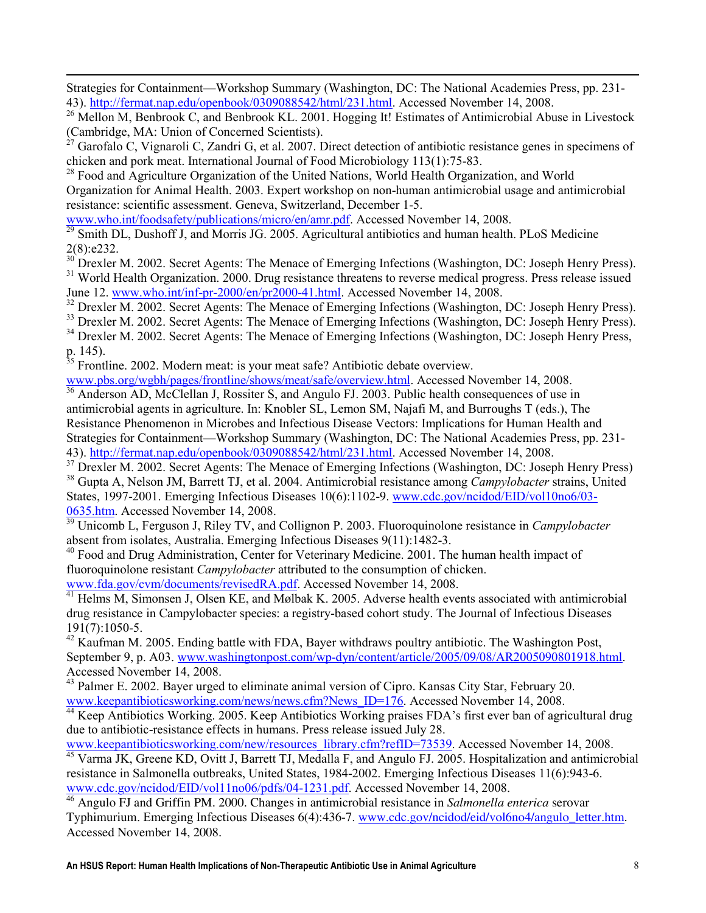Strategies for Containment—Workshop Summary (Washington, DC: The National Academies Press, pp. 231-43). http://fermat.nap.edu/openbook/0309088542/html/231.html. Accessed November 14, 2008.

[26] Mellon M, Benbrook C, and Benbrook KL. 2001. Hogging It! Estimates of Antimicrobial Abuse in Livestock (Cambridge, MA: Union of Concerned Scientists).

[27] Garofalo C, Vignaroli C, Zandri G, et al. 2007. Direct detection of antibiotic resistance genes in specimens of chicken and pork meat. International Journal of Food Microbiology 113(1):75-83.

[28] Food and Agriculture Organization of the United Nations, World Health Organization, and World Organization for Animal Health. 2003. Expert workshop on non-human antimicrobial usage and antimicrobial resistance: scientific assessment. Geneva, Switzerland, December 1-5. www.who.int/foodsafety/publications/micro/en/amr.pdf. Accessed November 14, 2008.

[29] Smith DL, Dushoff J, and Morris JG. 2005. Agricultural antibiotics and human health. PLoS Medicine 2(8):e232.

[30] Drexler M. 2002. Secret Agents: The Menace of Emerging Infections (Washington, DC: Joseph Henry Press).

[31] World Health Organization. 2000. Drug resistance threatens to reverse medical progress. Press release issued June 12. www.who.int/inf-pr-2000/en/pr2000-41.html. Accessed November 14, 2008.

[32] Drexler M. 2002. Secret Agents: The Menace of Emerging Infections (Washington, DC: Joseph Henry Press).

[33] Drexler M. 2002. Secret Agents: The Menace of Emerging Infections (Washington, DC: Joseph Henry Press).

[34] Drexler M. 2002. Secret Agents: The Menace of Emerging Infections (Washington, DC: Joseph Henry Press, p. 145).

[35] Frontline. 2002. Modern meat: is your meat safe? Antibiotic debate overview. www.pbs.org/wgbh/pages/frontline/shows/meat/safe/overview.html. Accessed November 14, 2008.

[36] Anderson AD, McClellan J, Rossiter S, and Angulo FJ. 2003. Public health consequences of use in antimicrobial agents in agriculture. In: Knobler SL, Lemon SM, Najafi M, and Burroughs T (eds.), The Resistance Phenomenon in Microbes and Infectious Disease Vectors: Implications for Human Health and Strategies for Containment—Workshop Summary (Washington, DC: The National Academies Press, pp. 231-43). http://fermat.nap.edu/openbook/0309088542/html/231.html. Accessed November 14, 2008.

[37] Drexler M. 2002. Secret Agents: The Menace of Emerging Infections (Washington, DC: Joseph Henry Press)

[38] Gupta A, Nelson JM, Barrett TJ, et al. 2004. Antimicrobial resistance among *Campylobacter* strains, United States, 1997-2001. Emerging Infectious Diseases 10(6):1102-9. www.cdc.gov/ncidod/EID/vol10no6/03-0635.htm. Accessed November 14, 2008.

[39] Unicomb L, Ferguson J, Riley TV, and Collignon P. 2003. Fluoroquinolone resistance in *Campylobacter* absent from isolates, Australia. Emerging Infectious Diseases 9(11):1482-3.

[40] Food and Drug Administration, Center for Veterinary Medicine. 2001. The human health impact of fluoroquinolone resistant *Campylobacter* attributed to the consumption of chicken. www.fda.gov/cvm/documents/revisedRA.pdf. Accessed November 14, 2008.

[41] Helms M, Simonsen J, Olsen KE, and Mølbak K. 2005. Adverse health events associated with antimicrobial drug resistance in Campylobacter species: a registry-based cohort study. The Journal of Infectious Diseases 191(7):1050-5.

[42] Kaufman M. 2005. Ending battle with FDA, Bayer withdraws poultry antibiotic. The Washington Post, September 9, p. A03. www.washingtonpost.com/wp-dyn/content/article/2005/09/08/AR2005090801918.html. Accessed November 14, 2008.

[43] Palmer E. 2002. Bayer urged to eliminate animal version of Cipro. Kansas City Star, February 20. www.keepantibioticsworking.com/news/news.cfm?News_ID=176. Accessed November 14, 2008.

[44] Keep Antibiotics Working. 2005. Keep Antibiotics Working praises FDA's first ever ban of agricultural drug due to antibiotic-resistance effects in humans. Press release issued July 28. www.keepantibioticsworking.com/new/resources_library.cfm?refID=73539. Accessed November 14, 2008.

[45] Varma JK, Greene KD, Ovitt J, Barrett TJ, Medalla F, and Angulo FJ. 2005. Hospitalization and antimicrobial resistance in Salmonella outbreaks, United States, 1984-2002. Emerging Infectious Diseases 11(6):943-6. www.cdc.gov/ncidod/EID/vol11no06/pdfs/04-1231.pdf. Accessed November 14, 2008.

[46] Angulo FJ and Griffin PM. 2000. Changes in antimicrobial resistance in *Salmonella enterica* serovar Typhimurium. Emerging Infectious Diseases 6(4):436-7. www.cdc.gov/ncidod/eid/vol6no4/angulo_letter.htm. Accessed November 14, 2008.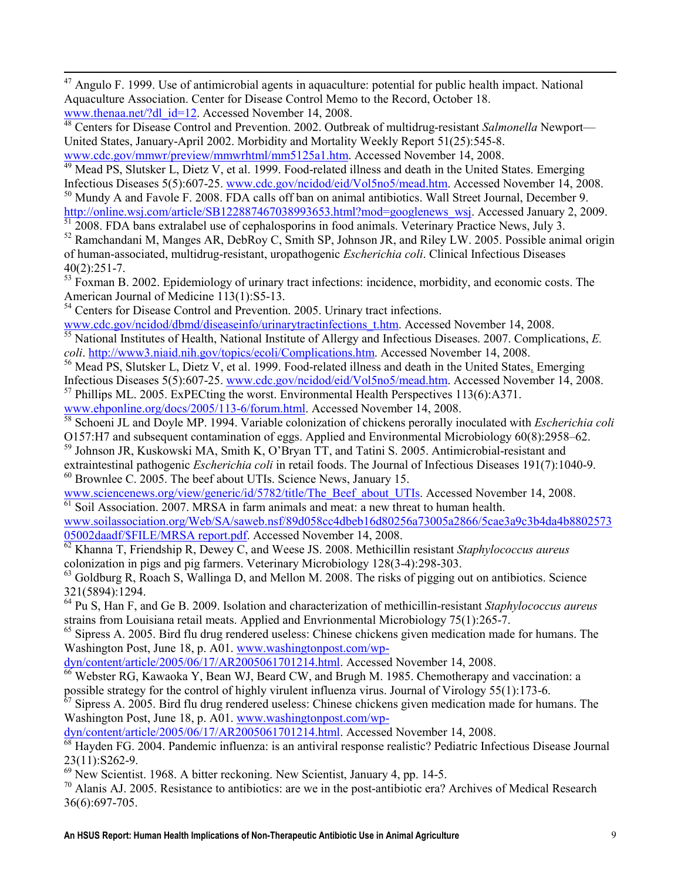[47] Angulo F. 1999. Use of antimicrobial agents in aquaculture: potential for public health impact. National Aquaculture Association. Center for Disease Control Memo to the Record, October 18. www.thenaa.net/?dl_id=12. Accessed November 14, 2008.

[48] Centers for Disease Control and Prevention. 2002. Outbreak of multidrug-resistant *Salmonella* Newport—United States, January-April 2002. Morbidity and Mortality Weekly Report 51(25):545-8. www.cdc.gov/mmwr/preview/mmwrhtml/mm5125a1.htm. Accessed November 14, 2008.

[49] Mead PS, Slutsker L, Dietz V, et al. 1999. Food-related illness and death in the United States. Emerging Infectious Diseases 5(5):607-25. www.cdc.gov/ncidod/eid/Vol5no5/mead.htm. Accessed November 14, 2008.

[50] Mundy A and Favole F. 2008. FDA calls off ban on animal antibiotics. Wall Street Journal, December 9. http://online.wsj.com/article/SB122887467038993653.html?mod=googlenews_wsj. Accessed January 2, 2009.

[51] 2008. FDA bans extralabel use of cephalosporins in food animals. Veterinary Practice News, July 3.

[52] Ramchandani M, Manges AR, DebRoy C, Smith SP, Johnson JR, and Riley LW. 2005. Possible animal origin of human-associated, multidrug-resistant, uropathogenic *Escherichia coli*. Clinical Infectious Diseases 40(2):251-7.

[53] Foxman B. 2002. Epidemiology of urinary tract infections: incidence, morbidity, and economic costs. The American Journal of Medicine 113(1):S5-13.

[54] Centers for Disease Control and Prevention. 2005. Urinary tract infections. www.cdc.gov/ncidod/dbmd/diseaseinfo/urinarytractinfections_t.htm. Accessed November 14, 2008.

[55] National Institutes of Health, National Institute of Allergy and Infectious Diseases. 2007. Complications, *E. coli*. http://www3.niaid.nih.gov/topics/ecoli/Complications.htm. Accessed November 14, 2008.

[56] Mead PS, Slutsker L, Dietz V, et al. 1999. Food-related illness and death in the United States. Emerging Infectious Diseases 5(5):607-25. www.cdc.gov/ncidod/eid/Vol5no5/mead.htm. Accessed November 14, 2008.

[57] Phillips ML. 2005. ExPECting the worst. Environmental Health Perspectives 113(6):A371. www.ehponline.org/docs/2005/113-6/forum.html. Accessed November 14, 2008.

[58] Schoeni JL and Doyle MP. 1994. Variable colonization of chickens perorally inoculated with *Escherichia coli* O157:H7 and subsequent contamination of eggs. Applied and Environmental Microbiology 60(8):2958–62.

[59] Johnson JR, Kuskowski MA, Smith K, O'Bryan TT, and Tatini S. 2005. Antimicrobial-resistant and extraintestinal pathogenic *Escherichia coli* in retail foods. The Journal of Infectious Diseases 191(7):1040-9.

[60] Brownlee C. 2005. The beef about UTIs. Science News, January 15. www.sciencenews.org/view/generic/id/5782/title/The_Beef_about_UTIs. Accessed November 14, 2008.

[61] Soil Association. 2007. MRSA in farm animals and meat: a new threat to human health. www.soilassociation.org/Web/SA/saweb.nsf/89d058cc4dbeb16d80256a73005a2866/5cae3a9c3b4da4b880257305002daadf/$FILE/MRSA report.pdf. Accessed November 14, 2008.

[62] Khanna T, Friendship R, Dewey C, and Weese JS. 2008. Methicillin resistant *Staphylococcus aureus* colonization in pigs and pig farmers. Veterinary Microbiology 128(3-4):298-303.

[63] Goldburg R, Roach S, Wallinga D, and Mellon M. 2008. The risks of pigging out on antibiotics. Science 321(5894):1294.

[64] Pu S, Han F, and Ge B. 2009. Isolation and characterization of methicillin-resistant *Staphylococcus aureus* strains from Louisiana retail meats. Applied and Envrionmental Microbiology 75(1):265-7.

[65] Sipress A. 2005. Bird flu drug rendered useless: Chinese chickens given medication made for humans. The Washington Post, June 18, p. A01. www.washingtonpost.com/wp-dyn/content/article/2005/06/17/AR2005061701214.html. Accessed November 14, 2008.

[66] Webster RG, Kawaoka Y, Bean WJ, Beard CW, and Brugh M. 1985. Chemotherapy and vaccination: a possible strategy for the control of highly virulent influenza virus. Journal of Virology 55(1):173-6.

[67] Sipress A. 2005. Bird flu drug rendered useless: Chinese chickens given medication made for humans. The Washington Post, June 18, p. A01. www.washingtonpost.com/wp-dyn/content/article/2005/06/17/AR2005061701214.html. Accessed November 14, 2008.

[68] Hayden FG. 2004. Pandemic influenza: is an antiviral response realistic? Pediatric Infectious Disease Journal 23(11):S262-9.

[69] New Scientist. 1968. A bitter reckoning. New Scientist, January 4, pp. 14-5.

[70] Alanis AJ. 2005. Resistance to antibiotics: are we in the post-antibiotic era? Archives of Medical Research 36(6):697-705.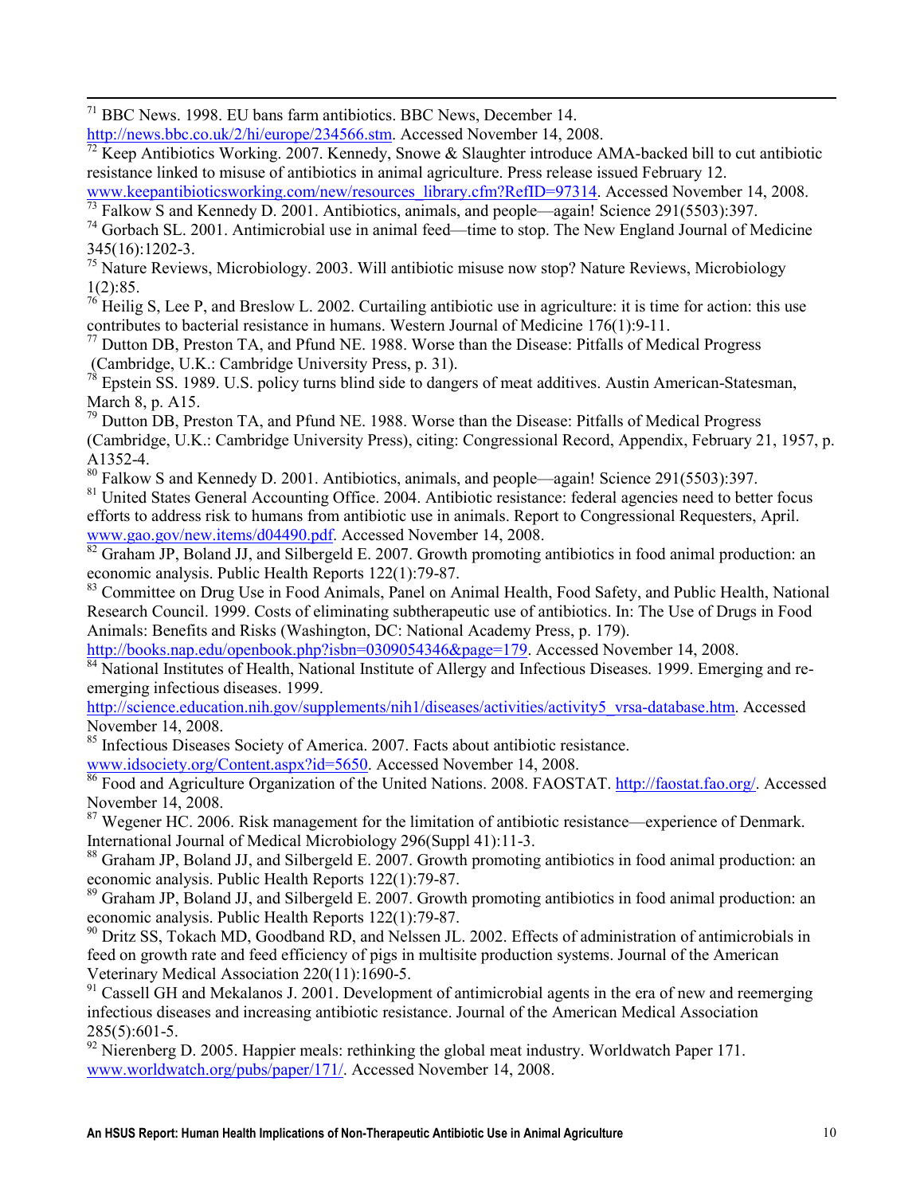[71] BBC News. 1998. EU bans farm antibiotics. BBC News, December 14. http://news.bbc.co.uk/2/hi/europe/234566.stm. Accessed November 14, 2008.

[72] Keep Antibiotics Working. 2007. Kennedy, Snowe & Slaughter introduce AMA-backed bill to cut antibiotic resistance linked to misuse of antibiotics in animal agriculture. Press release issued February 12. www.keepantibioticsworking.com/new/resources_library.cfm?RefID=97314. Accessed November 14, 2008.

[73] Falkow S and Kennedy D. 2001. Antibiotics, animals, and people—again! Science 291(5503):397.

[74] Gorbach SL. 2001. Antimicrobial use in animal feed—time to stop. The New England Journal of Medicine 345(16):1202-3.

[75] Nature Reviews, Microbiology. 2003. Will antibiotic misuse now stop? Nature Reviews, Microbiology 1(2):85.

[76] Heilig S, Lee P, and Breslow L. 2002. Curtailing antibiotic use in agriculture: it is time for action: this use contributes to bacterial resistance in humans. Western Journal of Medicine 176(1):9-11.

[77] Dutton DB, Preston TA, and Pfund NE. 1988. Worse than the Disease: Pitfalls of Medical Progress (Cambridge, U.K.: Cambridge University Press, p. 31).

[78] Epstein SS. 1989. U.S. policy turns blind side to dangers of meat additives. Austin American-Statesman, March 8, p. A15.

[79] Dutton DB, Preston TA, and Pfund NE. 1988. Worse than the Disease: Pitfalls of Medical Progress (Cambridge, U.K.: Cambridge University Press), citing: Congressional Record, Appendix, February 21, 1957, p. A1352-4.

[80] Falkow S and Kennedy D. 2001. Antibiotics, animals, and people—again! Science 291(5503):397.

[81] United States General Accounting Office. 2004. Antibiotic resistance: federal agencies need to better focus efforts to address risk to humans from antibiotic use in animals. Report to Congressional Requesters, April. www.gao.gov/new.items/d04490.pdf. Accessed November 14, 2008.

[82] Graham JP, Boland JJ, and Silbergeld E. 2007. Growth promoting antibiotics in food animal production: an economic analysis. Public Health Reports 122(1):79-87.

[83] Committee on Drug Use in Food Animals, Panel on Animal Health, Food Safety, and Public Health, National Research Council. 1999. Costs of eliminating subtherapeutic use of antibiotics. In: The Use of Drugs in Food Animals: Benefits and Risks (Washington, DC: National Academy Press, p. 179). http://books.nap.edu/openbook.php?isbn=0309054346&page=179. Accessed November 14, 2008.

[84] National Institutes of Health, National Institute of Allergy and Infectious Diseases. 1999. Emerging and re-emerging infectious diseases. 1999. http://science.education.nih.gov/supplements/nih1/diseases/activities/activity5_vrsa-database.htm. Accessed November 14, 2008.

[85] Infectious Diseases Society of America. 2007. Facts about antibiotic resistance. www.idsociety.org/Content.aspx?id=5650. Accessed November 14, 2008.

[86] Food and Agriculture Organization of the United Nations. 2008. FAOSTAT. http://faostat.fao.org/. Accessed November 14, 2008.

[87] Wegener HC. 2006. Risk management for the limitation of antibiotic resistance—experience of Denmark. International Journal of Medical Microbiology 296(Suppl 41):11-3.

[88] Graham JP, Boland JJ, and Silbergeld E. 2007. Growth promoting antibiotics in food animal production: an economic analysis. Public Health Reports 122(1):79-87.

[89] Graham JP, Boland JJ, and Silbergeld E. 2007. Growth promoting antibiotics in food animal production: an economic analysis. Public Health Reports 122(1):79-87.

[90] Dritz SS, Tokach MD, Goodband RD, and Nelssen JL. 2002. Effects of administration of antimicrobials in feed on growth rate and feed efficiency of pigs in multisite production systems. Journal of the American Veterinary Medical Association 220(11):1690-5.

[91] Cassell GH and Mekalanos J. 2001. Development of antimicrobial agents in the era of new and reemerging infectious diseases and increasing antibiotic resistance. Journal of the American Medical Association 285(5):601-5.

[92] Nierenberg D. 2005. Happier meals: rethinking the global meat industry. Worldwatch Paper 171. www.worldwatch.org/pubs/paper/171/. Accessed November 14, 2008.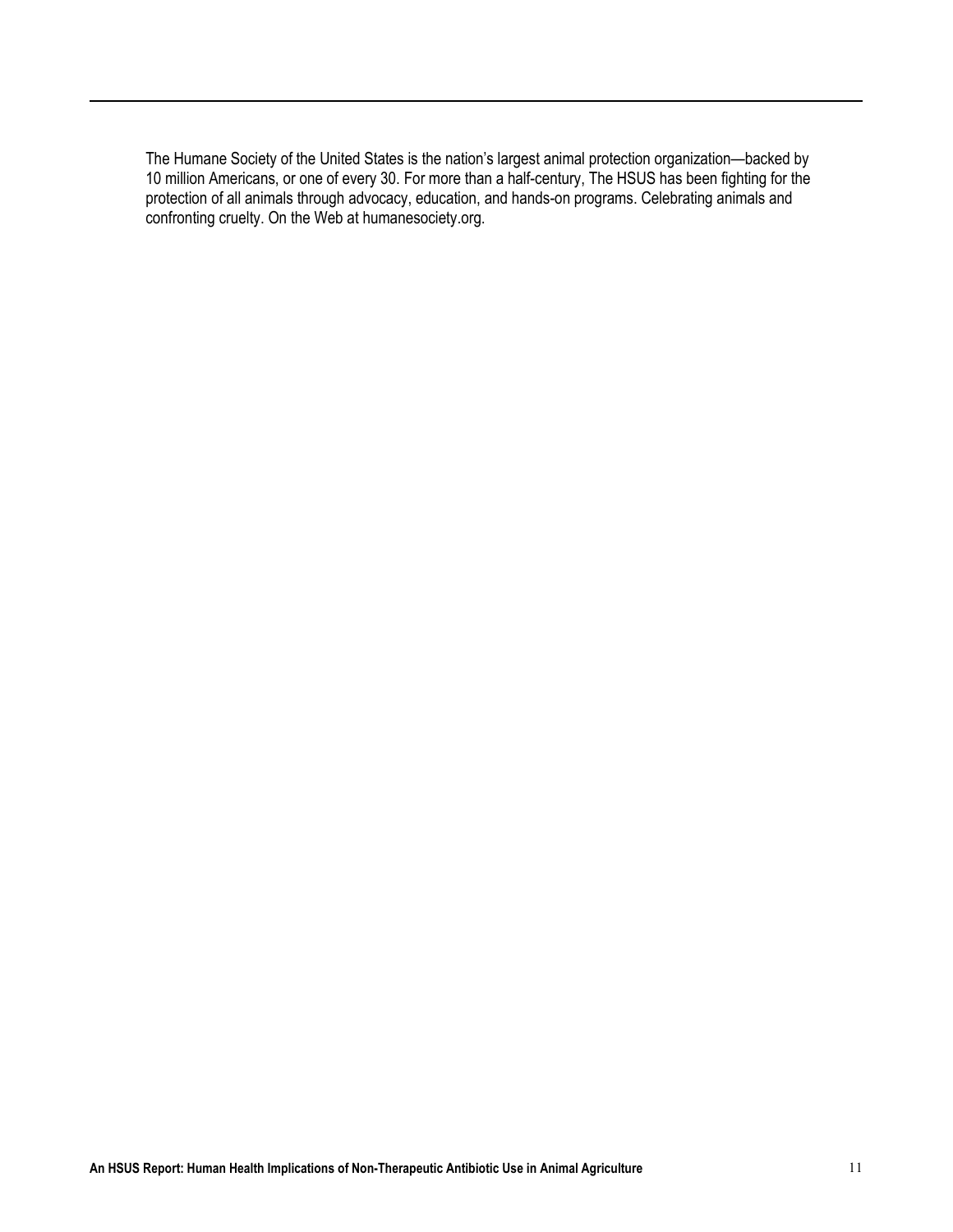The Humane Society of the United States is the nation's largest animal protection organization—backed by 10 million Americans, or one of every 30. For more than a half-century, The HSUS has been fighting for the protection of all animals through advocacy, education, and hands-on programs. Celebrating animals and confronting cruelty. On the Web at humanesociety.org.